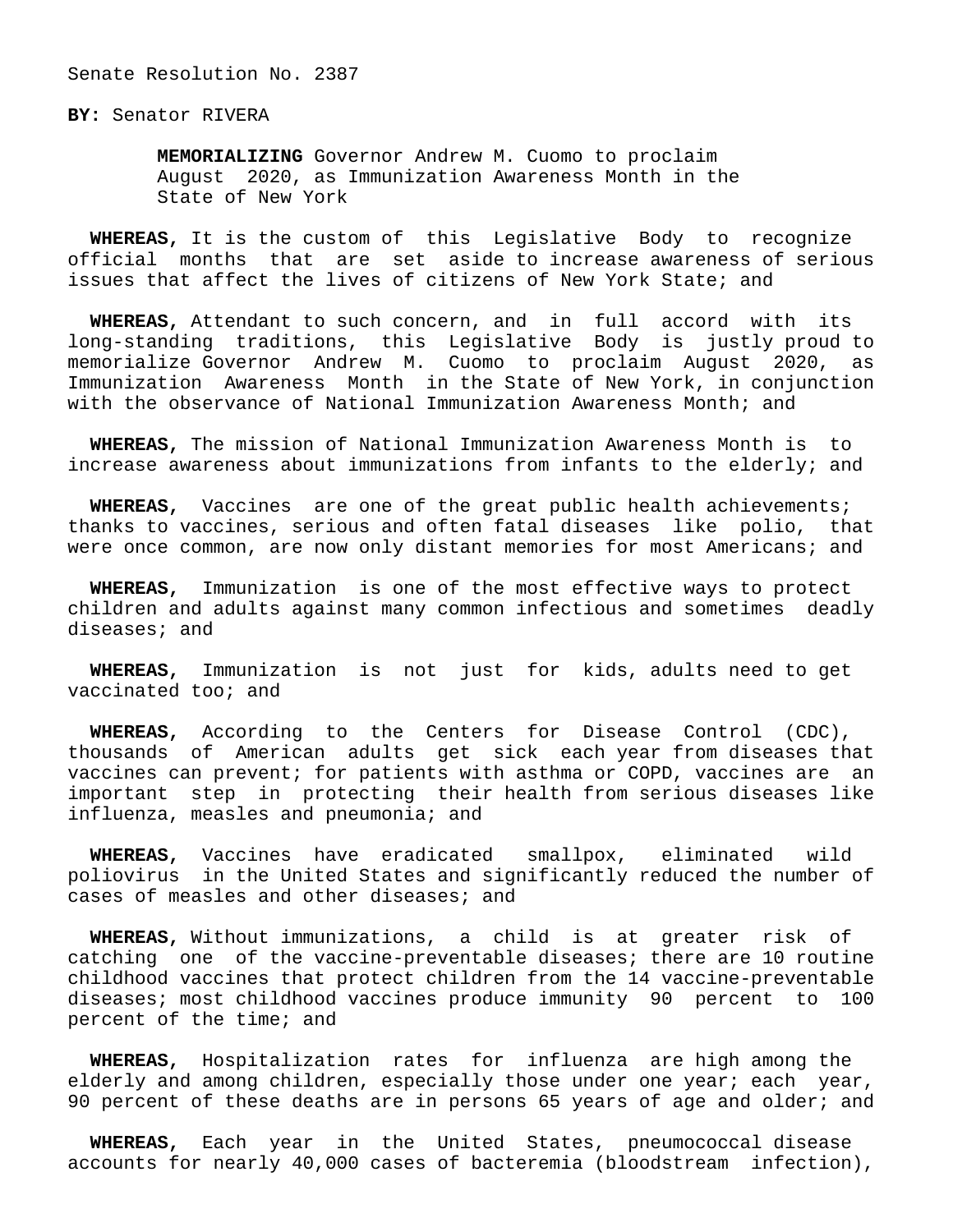Senate Resolution No. 2387

**BY:** Senator RIVERA

**MEMORIALIZING** Governor Andrew M. Cuomo to proclaim August 2020, as Immunization Awareness Month in the State of New York

**WHEREAS,** It is the custom of this Legislative Body to recognize official months that are set aside to increase awareness of serious issues that affect the lives of citizens of New York State; and

**WHEREAS,** Attendant to such concern, and in full accord with its long-standing traditions, this Legislative Body is justly proud to memorialize Governor Andrew M. Cuomo to proclaim August 2020, as Immunization Awareness Month in the State of New York, in conjunction with the observance of National Immunization Awareness Month; and

**WHEREAS,** The mission of National Immunization Awareness Month is to increase awareness about immunizations from infants to the elderly; and

**WHEREAS,** Vaccines are one of the great public health achievements; thanks to vaccines, serious and often fatal diseases like polio, that were once common, are now only distant memories for most Americans; and

**WHEREAS,** Immunization is one of the most effective ways to protect children and adults against many common infectious and sometimes deadly diseases; and

**WHEREAS,** Immunization is not just for kids, adults need to get vaccinated too; and

**WHEREAS,** According to the Centers for Disease Control (CDC), thousands of American adults get sick each year from diseases that vaccines can prevent; for patients with asthma or COPD, vaccines are an important step in protecting their health from serious diseases like influenza, measles and pneumonia; and

**WHEREAS,** Vaccines have eradicated smallpox, eliminated wild poliovirus in the United States and significantly reduced the number of cases of measles and other diseases; and

**WHEREAS,** Without immunizations, a child is at greater risk of catching one of the vaccine-preventable diseases; there are 10 routine childhood vaccines that protect children from the 14 vaccine-preventable diseases; most childhood vaccines produce immunity 90 percent to 100 percent of the time; and

**WHEREAS,** Hospitalization rates for influenza are high among the elderly and among children, especially those under one year; each year, 90 percent of these deaths are in persons 65 years of age and older; and

**WHEREAS,** Each year in the United States, pneumococcal disease accounts for nearly 40,000 cases of bacteremia (bloodstream infection),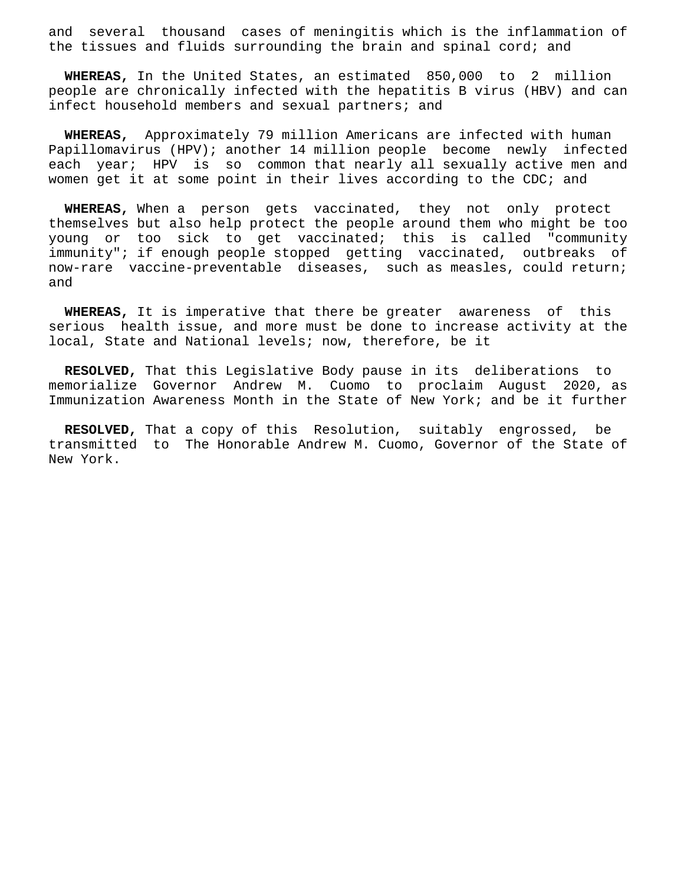and several thousand cases of meningitis which is the inflammation of the tissues and fluids surrounding the brain and spinal cord; and

**WHEREAS,** In the United States, an estimated 850,000 to 2 million people are chronically infected with the hepatitis B virus (HBV) and can infect household members and sexual partners; and

**WHEREAS,** Approximately 79 million Americans are infected with human Papillomavirus (HPV); another 14 million people become newly infected each year; HPV is so common that nearly all sexually active men and women get it at some point in their lives according to the CDC; and

**WHEREAS,** When a person gets vaccinated, they not only protect themselves but also help protect the people around them who might be too young or too sick to get vaccinated; this is called "community immunity"; if enough people stopped getting vaccinated, outbreaks of now-rare vaccine-preventable diseases, such as measles, could return; and

**WHEREAS,** It is imperative that there be greater awareness of this serious health issue, and more must be done to increase activity at the local, State and National levels; now, therefore, be it

**RESOLVED,** That this Legislative Body pause in its deliberations to memorialize Governor Andrew M. Cuomo to proclaim August 2020, as Immunization Awareness Month in the State of New York; and be it further

**RESOLVED,** That a copy of this Resolution, suitably engrossed, be transmitted to The Honorable Andrew M. Cuomo, Governor of the State of New York.